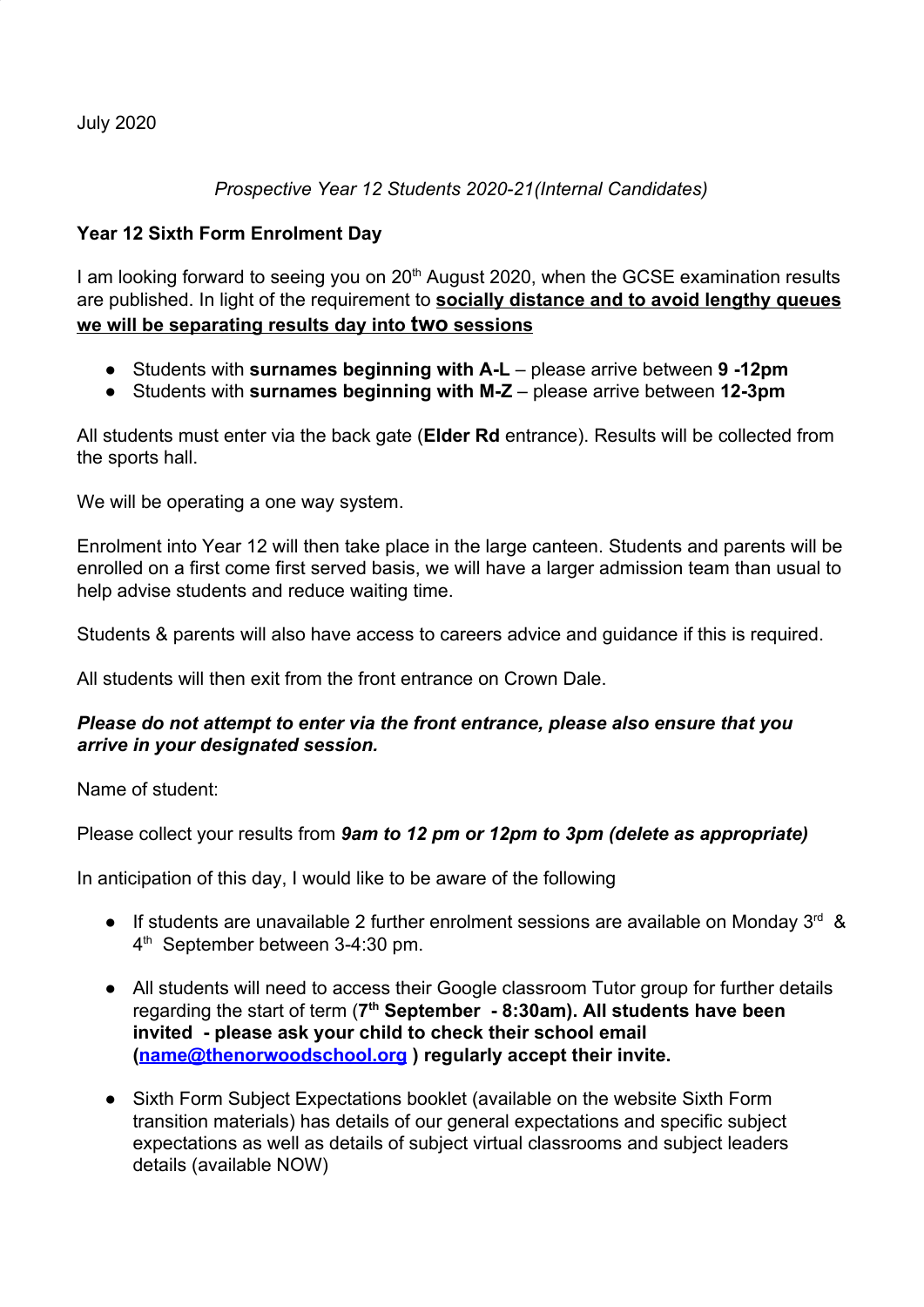July 2020

*Prospective Year 12 Students 2020-21(Internal Candidates)*

**Year 12 Sixth Form Enrolment Day**

I am looking forward to seeing you on 20th August 2020, when the GCSE examination results are published. In light of the requirement to **socially distance and to avoid lengthy queues we will be separating results day into two sessions**

- Students with **surnames beginning with A-L** – please arrive between **9 -12pm**
- Students with **surnames beginning with M-Z** – please arrive between **12-3pm**

All students must enter via the back gate (**Elder Rd** entrance). Results will be collected from the sports hall.

We will be operating a one way system.

Enrolment into Year 12 will then take place in the large canteen. Students and parents will be enrolled on a first come first served basis, we will have a larger admission team than usual to help advise students and reduce waiting time.

Students & parents will also have access to careers advice and guidance if this is required.

All students will then exit from the front entrance on Crown Dale.

***Please do not attempt to enter via the front entrance, please also ensure that you arrive in your designated session.***

Name of student:

Please collect your results from ***9am to 12 pm or 12pm to 3pm (delete as appropriate)***

In anticipation of this day, I would like to be aware of the following

- If students are unavailable 2 further enrolment sessions are available on Monday 3rd & 4th September between 3-4:30 pm.
- All students will need to access their Google classroom Tutor group for further details regarding the start of term (**7th September - 8:30am). All students have been invited - please ask your child to check their school email (name@thenorwoodschool.org ) regularly accept their invite.**
- Sixth Form Subject Expectations booklet (available on the website Sixth Form transition materials) has details of our general expectations and specific subject expectations as well as details of subject virtual classrooms and subject leaders details (available NOW)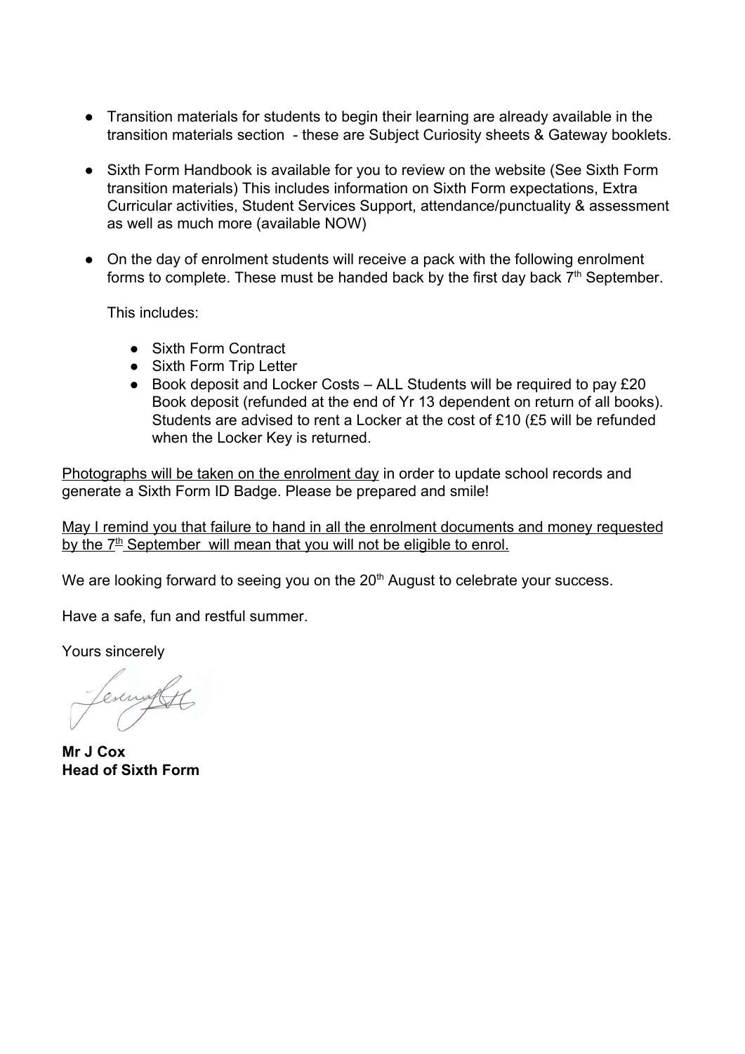- Transition materials for students to begin their learning are already available in the transition materials section - these are Subject Curiosity sheets & Gateway booklets.

- Sixth Form Handbook is available for you to review on the website (See Sixth Form transition materials) This includes information on Sixth Form expectations, Extra Curricular activities, Student Services Support, attendance/punctuality & assessment as well as much more (available NOW)

- On the day of enrolment students will receive a pack with the following enrolment forms to complete. These must be handed back by the first day back 7th September.

  This includes:

  - Sixth Form Contract
  - Sixth Form Trip Letter
  - Book deposit and Locker Costs – ALL Students will be required to pay £20 Book deposit (refunded at the end of Yr 13 dependent on return of all books). Students are advised to rent a Locker at the cost of £10 (£5 will be refunded when the Locker Key is returned.

<u>Photographs will be taken on the enrolment day</u> in order to update school records and generate a Sixth Form ID Badge. Please be prepared and smile!

<u>May I remind you that failure to hand in all the enrolment documents and money requested by the 7th September will mean that you will not be eligible to enrol.</u>

We are looking forward to seeing you on the 20th August to celebrate your success.

Have a safe, fun and restful summer.

Yours sincerely

**Mr J Cox**
**Head of Sixth Form**